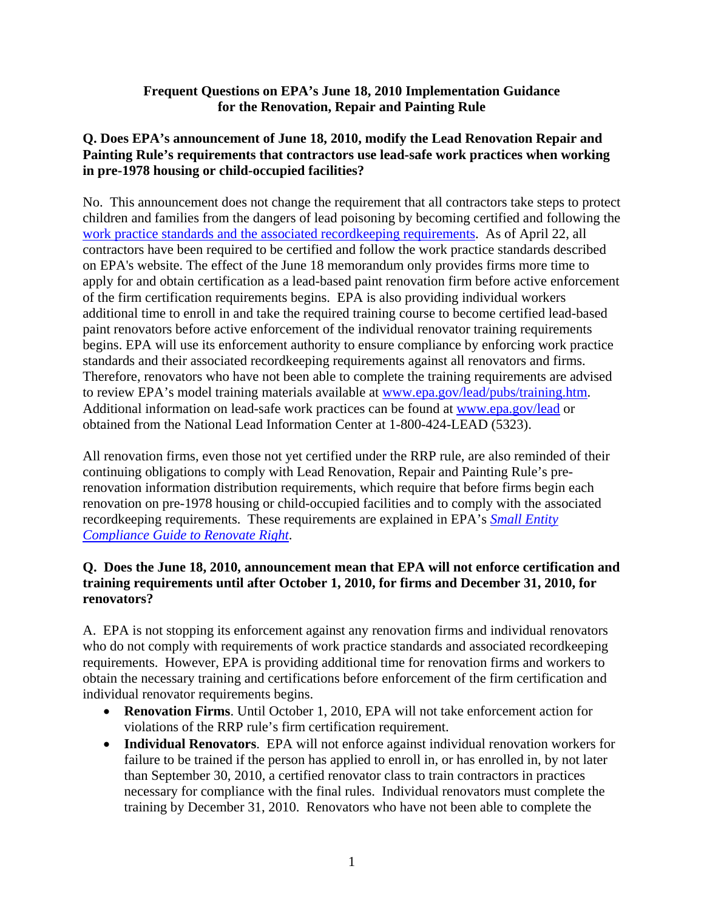# Frequent Questions on EPA's June 18, 2010 Implementation Guidance for the Renovation, Repair and Painting Rule

**Q. Does EPA's announcement of June 18, 2010, modify the Lead Renovation Repair and Painting Rule's requirements that contractors use lead-safe work practices when working in pre-1978 housing or child-occupied facilities?**

No. This announcement does not change the requirement that all contractors take steps to protect children and families from the dangers of lead poisoning by becoming certified and following the [work practice standards and the associated recordkeeping requirements](). As of April 22, all contractors have been required to be certified and follow the work practice standards described on EPA's website. The effect of the June 18 memorandum only provides firms more time to apply for and obtain certification as a lead-based paint renovation firm before active enforcement of the firm certification requirements begins. EPA is also providing individual workers additional time to enroll in and take the required training course to become certified lead-based paint renovators before active enforcement of the individual renovator training requirements begins. EPA will use its enforcement authority to ensure compliance by enforcing work practice standards and their associated recordkeeping requirements against all renovators and firms. Therefore, renovators who have not been able to complete the training requirements are advised to review EPA's model training materials available at www.epa.gov/lead/pubs/training.htm. Additional information on lead-safe work practices can be found at www.epa.gov/lead or obtained from the National Lead Information Center at 1-800-424-LEAD (5323).

All renovation firms, even those not yet certified under the RRP rule, are also reminded of their continuing obligations to comply with Lead Renovation, Repair and Painting Rule's pre-renovation information distribution requirements, which require that before firms begin each renovation on pre-1978 housing or child-occupied facilities and to comply with the associated recordkeeping requirements. These requirements are explained in EPA's [*Small Entity Compliance Guide to Renovate Right*]().

**Q. Does the June 18, 2010, announcement mean that EPA will not enforce certification and training requirements until after October 1, 2010, for firms and December 31, 2010, for renovators?**

A. EPA is not stopping its enforcement against any renovation firms and individual renovators who do not comply with requirements of work practice standards and associated recordkeeping requirements. However, EPA is providing additional time for renovation firms and workers to obtain the necessary training and certifications before enforcement of the firm certification and individual renovator requirements begins.

- **Renovation Firms**. Until October 1, 2010, EPA will not take enforcement action for violations of the RRP rule's firm certification requirement.
- **Individual Renovators**. EPA will not enforce against individual renovation workers for failure to be trained if the person has applied to enroll in, or has enrolled in, by not later than September 30, 2010, a certified renovator class to train contractors in practices necessary for compliance with the final rules. Individual renovators must complete the training by December 31, 2010. Renovators who have not been able to complete the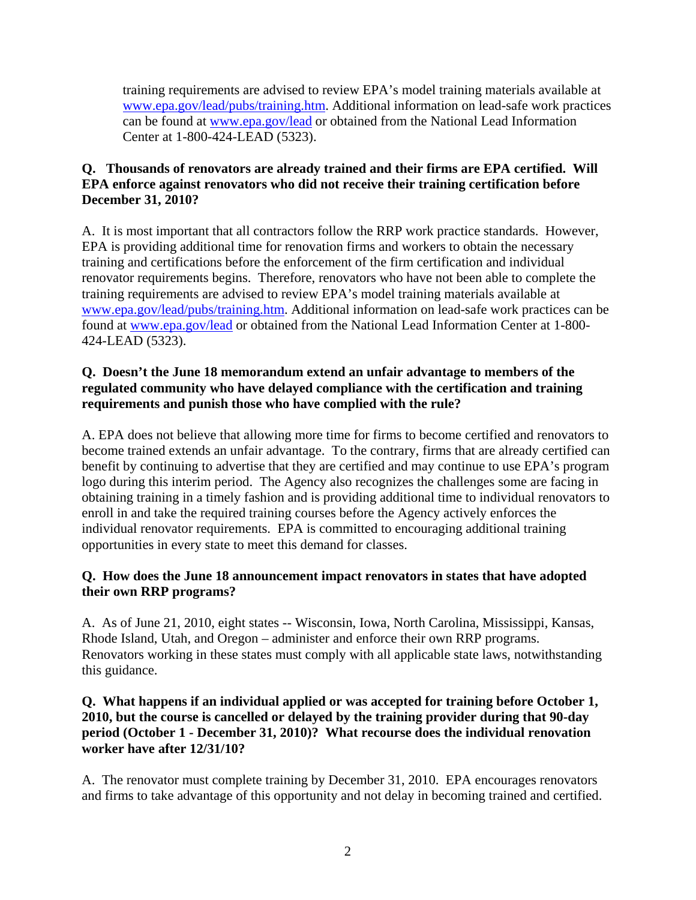training requirements are advised to review EPA's model training materials available at [www.epa.gov/lead/pubs/training.htm](www.epa.gov/lead/pubs/training.htm). Additional information on lead-safe work practices can be found at [www.epa.gov/lead](www.epa.gov/lead) or obtained from the National Lead Information Center at 1-800-424-LEAD (5323).

**Q. Thousands of renovators are already trained and their firms are EPA certified. Will EPA enforce against renovators who did not receive their training certification before December 31, 2010?**

A. It is most important that all contractors follow the RRP work practice standards. However, EPA is providing additional time for renovation firms and workers to obtain the necessary training and certifications before the enforcement of the firm certification and individual renovator requirements begins. Therefore, renovators who have not been able to complete the training requirements are advised to review EPA's model training materials available at [www.epa.gov/lead/pubs/training.htm](www.epa.gov/lead/pubs/training.htm). Additional information on lead-safe work practices can be found at [www.epa.gov/lead](www.epa.gov/lead) or obtained from the National Lead Information Center at 1-800-424-LEAD (5323).

**Q. Doesn't the June 18 memorandum extend an unfair advantage to members of the regulated community who have delayed compliance with the certification and training requirements and punish those who have complied with the rule?**

A. EPA does not believe that allowing more time for firms to become certified and renovators to become trained extends an unfair advantage. To the contrary, firms that are already certified can benefit by continuing to advertise that they are certified and may continue to use EPA's program logo during this interim period. The Agency also recognizes the challenges some are facing in obtaining training in a timely fashion and is providing additional time to individual renovators to enroll in and take the required training courses before the Agency actively enforces the individual renovator requirements. EPA is committed to encouraging additional training opportunities in every state to meet this demand for classes.

**Q. How does the June 18 announcement impact renovators in states that have adopted their own RRP programs?**

A. As of June 21, 2010, eight states -- Wisconsin, Iowa, North Carolina, Mississippi, Kansas, Rhode Island, Utah, and Oregon – administer and enforce their own RRP programs. Renovators working in these states must comply with all applicable state laws, notwithstanding this guidance.

**Q. What happens if an individual applied or was accepted for training before October 1, 2010, but the course is cancelled or delayed by the training provider during that 90-day period (October 1 - December 31, 2010)? What recourse does the individual renovation worker have after 12/31/10?**

A. The renovator must complete training by December 31, 2010. EPA encourages renovators and firms to take advantage of this opportunity and not delay in becoming trained and certified.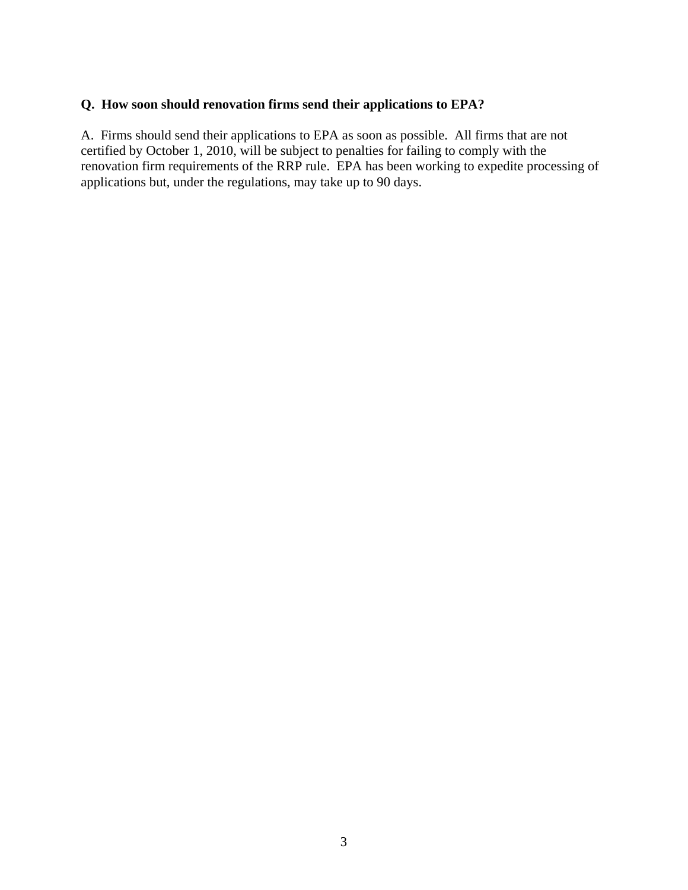**Q. How soon should renovation firms send their applications to EPA?**

A. Firms should send their applications to EPA as soon as possible. All firms that are not certified by October 1, 2010, will be subject to penalties for failing to comply with the renovation firm requirements of the RRP rule. EPA has been working to expedite processing of applications but, under the regulations, may take up to 90 days.